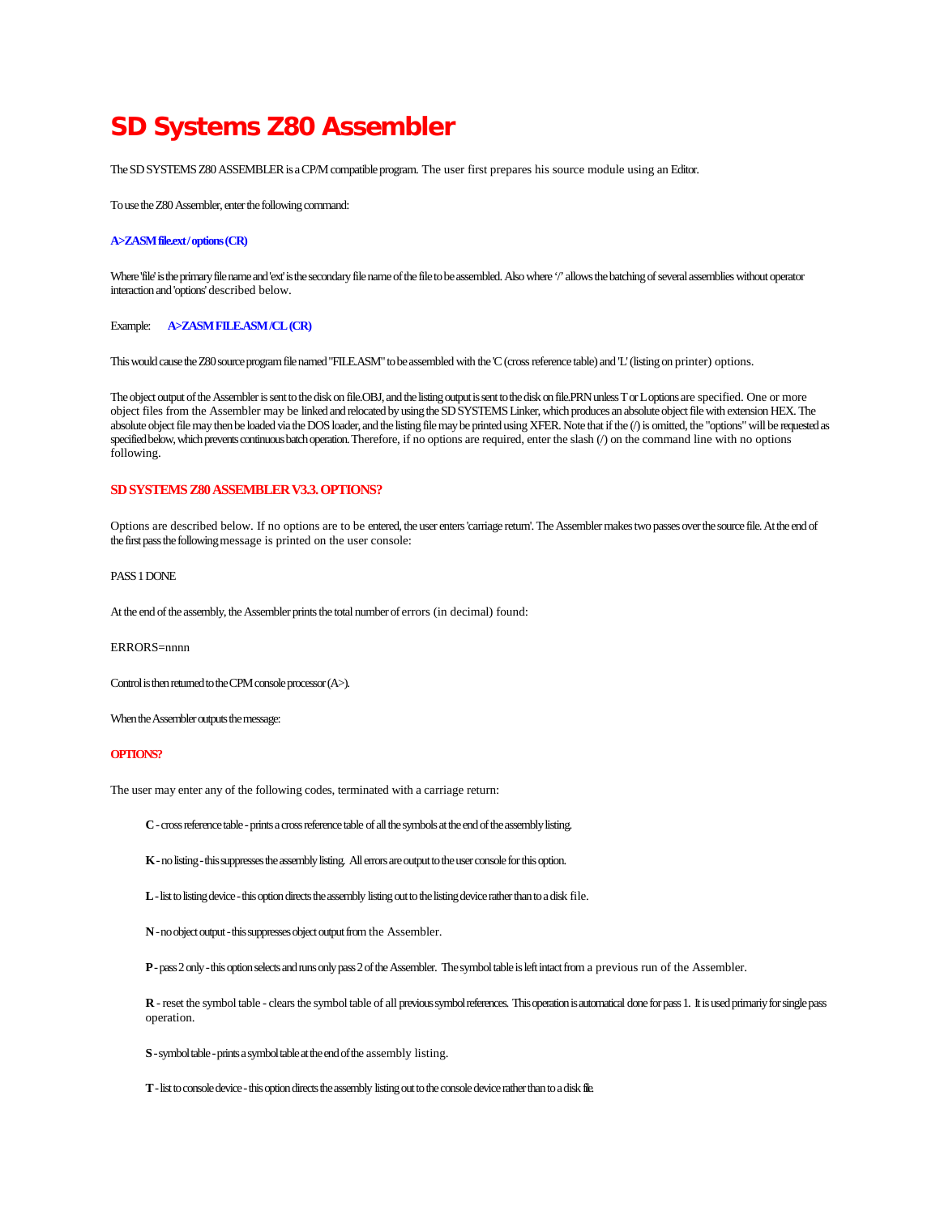# SD Systems Z80 Assembler

The SD SYSTEMS Z80 ASSEMBLER is a CP/M compatible program. The user first prepares his source module using an Editor.

To use the Z80 Assembler, enter the following command:

**A>ZASM file.ext / options (CR)**

Where 'file' is the primary file name and 'ext' is the secondary file name of the file to be assembled. Also where '/' allows the batching of several assemblies without operator interaction and 'options' described below.

Example: **A>ZASM FILE.ASM /CL (CR)**

This would cause the Z80 source program file named "FILE.ASM" to be assembled with the 'C (cross reference table) and 'L' (listing on printer) options.

The object output of the Assembler is sent to the disk on file.OBJ, and the listing output is sent to the disk on file.PRN unless T or L options are specified. One or more object files from the Assembler may be linked and relocated by using the SD SYSTEMS Linker, which produces an absolute object file with extension HEX. The absolute object file may then be loaded via the DOS loader, and the listing file may be printed using XFER. Note that if the (/) is omitted, the "options" will be requested as specified below, which prevents continuous batch operation. Therefore, if no options are required, enter the slash (/) on the command line with no options following.

**SD SYSTEMS Z80 ASSEMBLER V3.3. OPTIONS?**

Options are described below. If no options are to be entered, the user enters 'carriage return'. The Assembler makes two passes over the source file. At the end of the first pass the following message is printed on the user console:

PASS 1 DONE

At the end of the assembly, the Assembler prints the total number of errors (in decimal) found:

ERRORS=nnnn

Control is then returned to the CPM console processor (A>).

When the Assembler outputs the message:

**OPTIONS?**

The user may enter any of the following codes, terminated with a carriage return:

- **C** - cross reference table - prints a cross reference table of all the symbols at the end of the assembly listing.
- **K** - no listing - this suppresses the assembly listing. All errors are output to the user console for this option.
- **L** - list to listing device - this option directs the assembly listing out to the listing device rather than to a disk file.
- **N** - no object output - this suppresses object output from the Assembler.
- **P** - pass 2 only - this option selects and runs only pass 2 of the Assembler. The symbol table is left intact from a previous run of the Assembler.
- **R** - reset the symbol table - clears the symbol table of all previous symbol references. This operation is automatical done for pass 1. It is used primariy for single pass operation.
- **S** - symbol table - prints a symbol table at the end of the assembly listing.
- **T** - list to console device - this option directs the assembly listing out to the console device rather than to a disk file.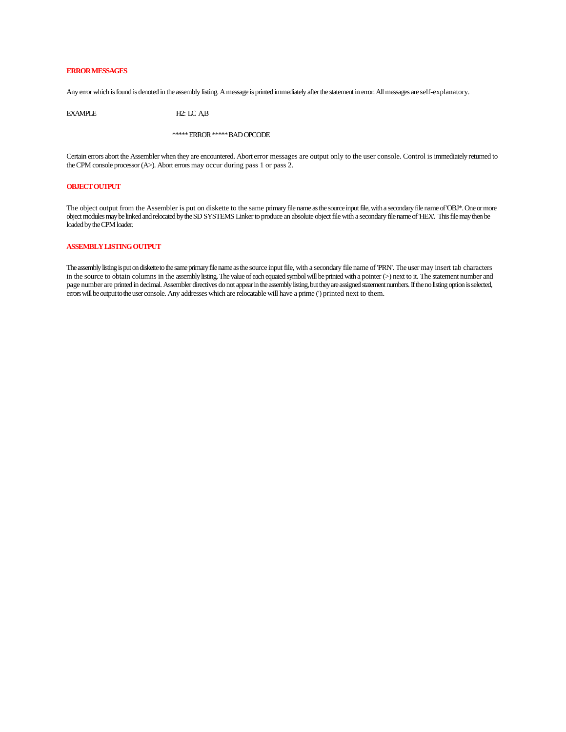## ERROR MESSAGES

Any error which is found is denoted in the assembly listing. A message is printed immediately after the statement in error. All messages are self-explanatory.

```
EXAMPLE                H2: LC A,B

                ***** ERROR ***** BAD OPCODE
```

Certain errors abort the Assembler when they are encountered. Abort error messages are output only to the user console. Control is immediately returned to the CPM console processor (A>). Abort errors may occur during pass 1 or pass 2.

## OBJECT OUTPUT

The object output from the Assembler is put on diskette to the same primary file name as the source input file, with a secondary file name of 'OBJ*. One or more object modules may be linked and relocated by the SD SYSTEMS Linker to produce an absolute object file with a secondary file name of 'HEX'. This file may then be loaded by the CPM loader.

## ASSEMBLY LISTING OUTPUT

The assembly listing is put on diskette to the same primary file name as the source input file, with a secondary file name of 'PRN'. The user may insert tab characters in the source to obtain columns in the assembly listing. The value of each equated symbol will be printed with a pointer (>) next to it. The statement number and page number are printed in decimal. Assembler directives do not appear in the assembly listing, but they are assigned statement numbers. If the no listing option is selected, errors will be output to the user console. Any addresses which are relocatable will have a prime (') printed next to them.